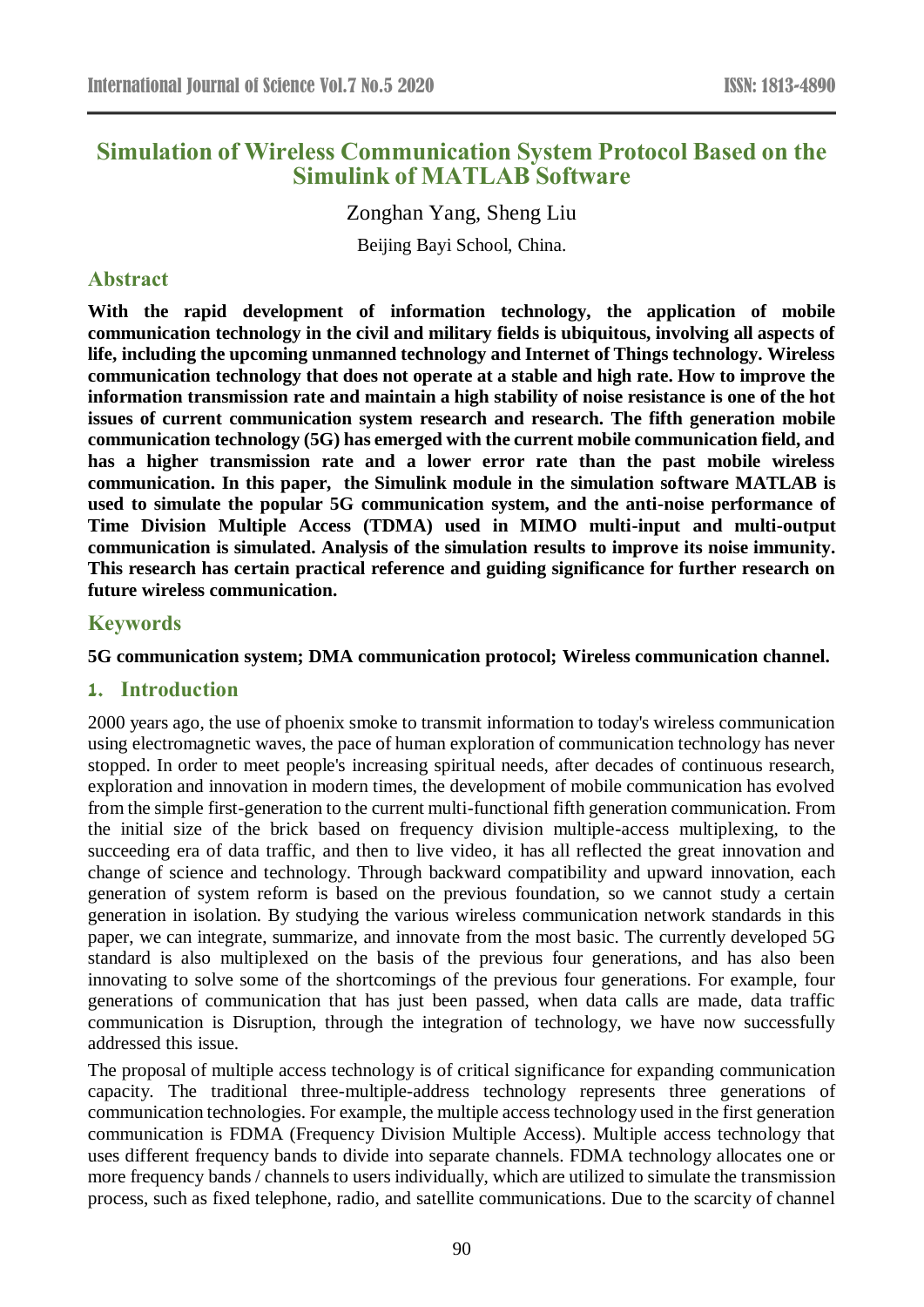# Simulation of Wireless Communication System Protocol Based on the Simulink of MATLAB Software

Zonghan Yang, Sheng Liu

Beijing Bayi School, China.

## Abstract

**With the rapid development of information technology, the application of mobile communication technology in the civil and military fields is ubiquitous, involving all aspects of life, including the upcoming unmanned technology and Internet of Things technology. Wireless communication technology that does not operate at a stable and high rate. How to improve the information transmission rate and maintain a high stability of noise resistance is one of the hot issues of current communication system research and research. The fifth generation mobile communication technology (5G) has emerged with the current mobile communication field, and has a higher transmission rate and a lower error rate than the past mobile wireless communication. In this paper, the Simulink module in the simulation software MATLAB is used to simulate the popular 5G communication system, and the anti-noise performance of Time Division Multiple Access (TDMA) used in MIMO multi-input and multi-output communication is simulated. Analysis of the simulation results to improve its noise immunity. This research has certain practical reference and guiding significance for further research on future wireless communication.**

## Keywords

**5G communication system; DMA communication protocol; Wireless communication channel.**

## 1. Introduction

2000 years ago, the use of phoenix smoke to transmit information to today's wireless communication using electromagnetic waves, the pace of human exploration of communication technology has never stopped. In order to meet people's increasing spiritual needs, after decades of continuous research, exploration and innovation in modern times, the development of mobile communication has evolved from the simple first-generation to the current multi-functional fifth generation communication. From the initial size of the brick based on frequency division multiple-access multiplexing, to the succeeding era of data traffic, and then to live video, it has all reflected the great innovation and change of science and technology. Through backward compatibility and upward innovation, each generation of system reform is based on the previous foundation, so we cannot study a certain generation in isolation. By studying the various wireless communication network standards in this paper, we can integrate, summarize, and innovate from the most basic. The currently developed 5G standard is also multiplexed on the basis of the previous four generations, and has also been innovating to solve some of the shortcomings of the previous four generations. For example, four generations of communication that has just been passed, when data calls are made, data traffic communication is Disruption, through the integration of technology, we have now successfully addressed this issue.

The proposal of multiple access technology is of critical significance for expanding communication capacity. The traditional three-multiple-address technology represents three generations of communication technologies. For example, the multiple access technology used in the first generation communication is FDMA (Frequency Division Multiple Access). Multiple access technology that uses different frequency bands to divide into separate channels. FDMA technology allocates one or more frequency bands / channels to users individually, which are utilized to simulate the transmission process, such as fixed telephone, radio, and satellite communications. Due to the scarcity of channel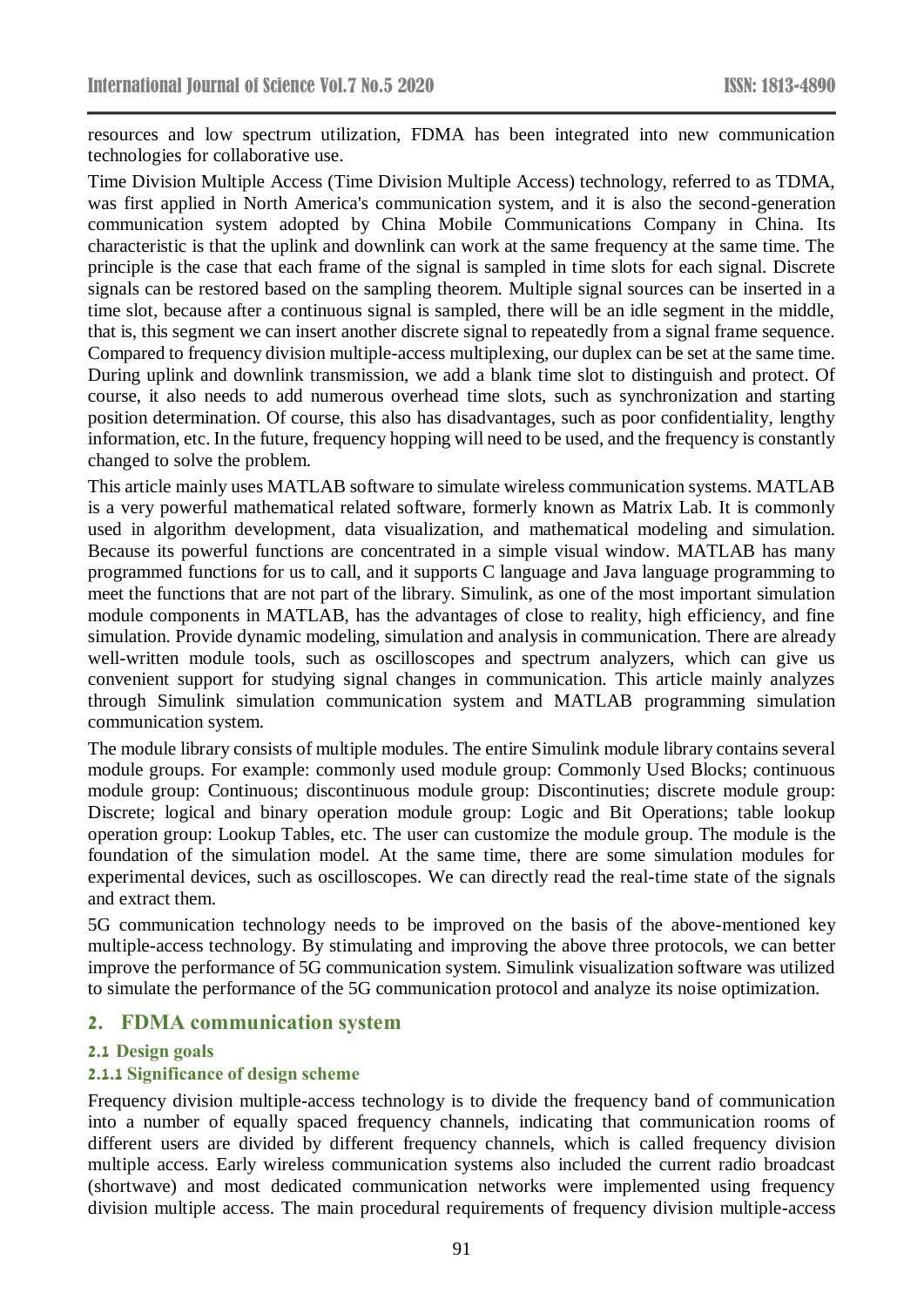resources and low spectrum utilization, FDMA has been integrated into new communication technologies for collaborative use.

Time Division Multiple Access (Time Division Multiple Access) technology, referred to as TDMA, was first applied in North America's communication system, and it is also the second-generation communication system adopted by China Mobile Communications Company in China. Its characteristic is that the uplink and downlink can work at the same frequency at the same time. The principle is the case that each frame of the signal is sampled in time slots for each signal. Discrete signals can be restored based on the sampling theorem. Multiple signal sources can be inserted in a time slot, because after a continuous signal is sampled, there will be an idle segment in the middle, that is, this segment we can insert another discrete signal to repeatedly from a signal frame sequence. Compared to frequency division multiple-access multiplexing, our duplex can be set at the same time. During uplink and downlink transmission, we add a blank time slot to distinguish and protect. Of course, it also needs to add numerous overhead time slots, such as synchronization and starting position determination. Of course, this also has disadvantages, such as poor confidentiality, lengthy information, etc. In the future, frequency hopping will need to be used, and the frequency is constantly changed to solve the problem.

This article mainly uses MATLAB software to simulate wireless communication systems. MATLAB is a very powerful mathematical related software, formerly known as Matrix Lab. It is commonly used in algorithm development, data visualization, and mathematical modeling and simulation. Because its powerful functions are concentrated in a simple visual window. MATLAB has many programmed functions for us to call, and it supports C language and Java language programming to meet the functions that are not part of the library. Simulink, as one of the most important simulation module components in MATLAB, has the advantages of close to reality, high efficiency, and fine simulation. Provide dynamic modeling, simulation and analysis in communication. There are already well-written module tools, such as oscilloscopes and spectrum analyzers, which can give us convenient support for studying signal changes in communication. This article mainly analyzes through Simulink simulation communication system and MATLAB programming simulation communication system.

The module library consists of multiple modules. The entire Simulink module library contains several module groups. For example: commonly used module group: Commonly Used Blocks; continuous module group: Continuous; discontinuous module group: Discontinuties; discrete module group: Discrete; logical and binary operation module group: Logic and Bit Operations; table lookup operation group: Lookup Tables, etc. The user can customize the module group. The module is the foundation of the simulation model. At the same time, there are some simulation modules for experimental devices, such as oscilloscopes. We can directly read the real-time state of the signals and extract them.

5G communication technology needs to be improved on the basis of the above-mentioned key multiple-access technology. By stimulating and improving the above three protocols, we can better improve the performance of 5G communication system. Simulink visualization software was utilized to simulate the performance of the 5G communication protocol and analyze its noise optimization.

## 2. FDMA communication system

### 2.1 Design goals

#### 2.1.1 Significance of design scheme

Frequency division multiple-access technology is to divide the frequency band of communication into a number of equally spaced frequency channels, indicating that communication rooms of different users are divided by different frequency channels, which is called frequency division multiple access. Early wireless communication systems also included the current radio broadcast (shortwave) and most dedicated communication networks were implemented using frequency division multiple access. The main procedural requirements of frequency division multiple-access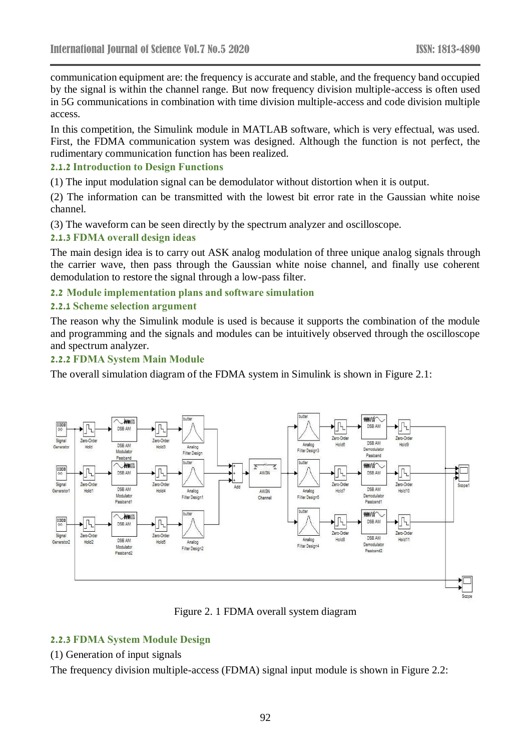communication equipment are: the frequency is accurate and stable, and the frequency band occupied by the signal is within the channel range. But now frequency division multiple-access is often used in 5G communications in combination with time division multiple-access and code division multiple access.

In this competition, the Simulink module in MATLAB software, which is very effectual, was used. First, the FDMA communication system was designed. Although the function is not perfect, the rudimentary communication function has been realized.

### 2.1.2 Introduction to Design Functions

(1) The input modulation signal can be demodulator without distortion when it is output.

(2) The information can be transmitted with the lowest bit error rate in the Gaussian white noise channel.

(3) The waveform can be seen directly by the spectrum analyzer and oscilloscope.

### 2.1.3 FDMA overall design ideas

The main design idea is to carry out ASK analog modulation of three unique analog signals through the carrier wave, then pass through the Gaussian white noise channel, and finally use coherent demodulation to restore the signal through a low-pass filter.

## 2.2 Module implementation plans and software simulation

### 2.2.1 Scheme selection argument

The reason why the Simulink module is used is because it supports the combination of the module and programming and the signals and modules can be intuitively observed through the oscilloscope and spectrum analyzer.

### 2.2.2 FDMA System Main Module

The overall simulation diagram of the FDMA system in Simulink is shown in Figure 2.1:

Figure 2. 1 FDMA overall system diagram

### 2.2.3 FDMA System Module Design

(1) Generation of input signals

The frequency division multiple-access (FDMA) signal input module is shown in Figure 2.2: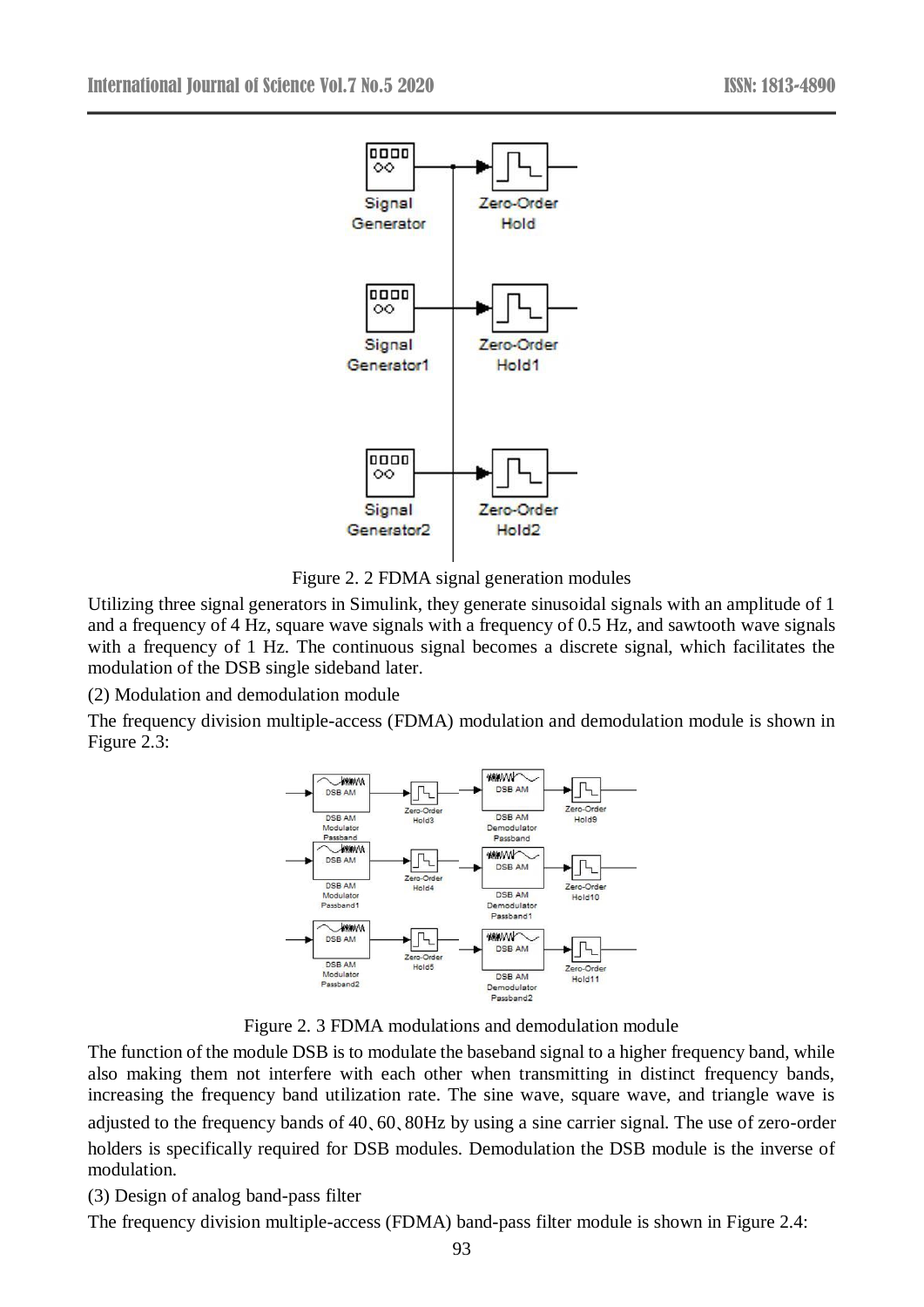Figure 2. 2 FDMA signal generation modules

Utilizing three signal generators in Simulink, they generate sinusoidal signals with an amplitude of 1 and a frequency of 4 Hz, square wave signals with a frequency of 0.5 Hz, and sawtooth wave signals with a frequency of 1 Hz. The continuous signal becomes a discrete signal, which facilitates the modulation of the DSB single sideband later.

(2) Modulation and demodulation module

The frequency division multiple-access (FDMA) modulation and demodulation module is shown in Figure 2.3:

Figure 2. 3 FDMA modulations and demodulation module

The function of the module DSB is to modulate the baseband signal to a higher frequency band, while also making them not interfere with each other when transmitting in distinct frequency bands, increasing the frequency band utilization rate. The sine wave, square wave, and triangle wave is adjusted to the frequency bands of 40、60、80Hz by using a sine carrier signal. The use of zero-order holders is specifically required for DSB modules. Demodulation the DSB module is the inverse of modulation.

(3) Design of analog band-pass filter

The frequency division multiple-access (FDMA) band-pass filter module is shown in Figure 2.4: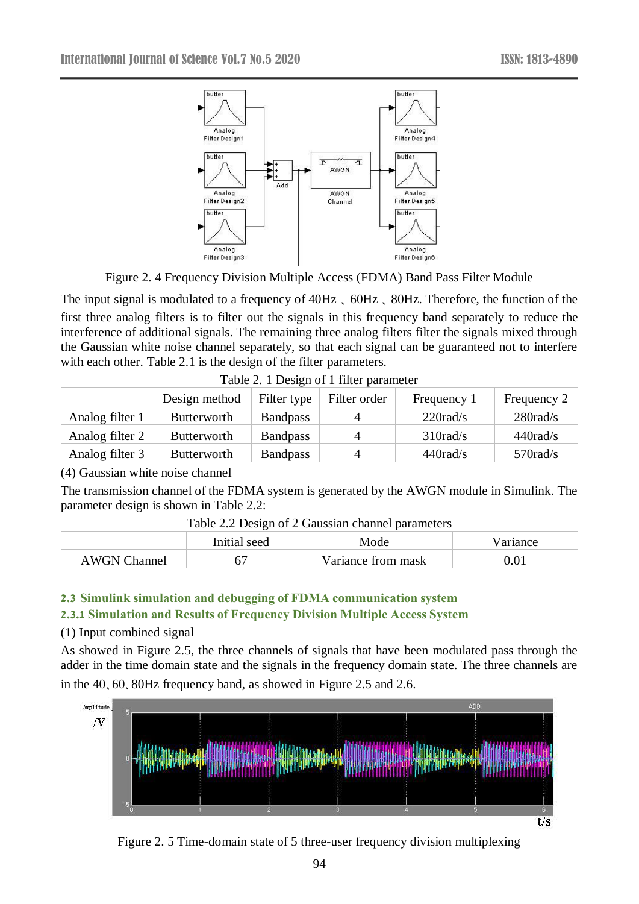Figure 2. 4 Frequency Division Multiple Access (FDMA) Band Pass Filter Module

The input signal is modulated to a frequency of 40Hz 、60Hz 、80Hz. Therefore, the function of the first three analog filters is to filter out the signals in this frequency band separately to reduce the interference of additional signals. The remaining three analog filters filter the signals mixed through the Gaussian white noise channel separately, so that each signal can be guaranteed not to interfere with each other. Table 2.1 is the design of the filter parameters.

Table 2. 1 Design of 1 filter parameter

| | Design method | Filter type | Filter order | Frequency 1 | Frequency 2 |
|---|---|---|---|---|---|
| Analog filter 1 | Butterworth | Bandpass | 4 | 220rad/s | 280rad/s |
| Analog filter 2 | Butterworth | Bandpass | 4 | 310rad/s | 440rad/s |
| Analog filter 3 | Butterworth | Bandpass | 4 | 440rad/s | 570rad/s |

(4) Gaussian white noise channel

The transmission channel of the FDMA system is generated by the AWGN module in Simulink. The parameter design is shown in Table 2.2:

Table 2.2 Design of 2 Gaussian channel parameters

| | Initial seed | Mode | Variance |
|---|---|---|---|
| AWGN Channel | 67 | Variance from mask | 0.01 |

### 2.3 Simulink simulation and debugging of FDMA communication system

#### 2.3.1 Simulation and Results of Frequency Division Multiple Access System

(1) Input combined signal

As showed in Figure 2.5, the three channels of signals that have been modulated pass through the adder in the time domain state and the signals in the frequency domain state. The three channels are in the 40、60、80Hz frequency band, as showed in Figure 2.5 and 2.6.

Figure 2. 5 Time-domain state of 5 three-user frequency division multiplexing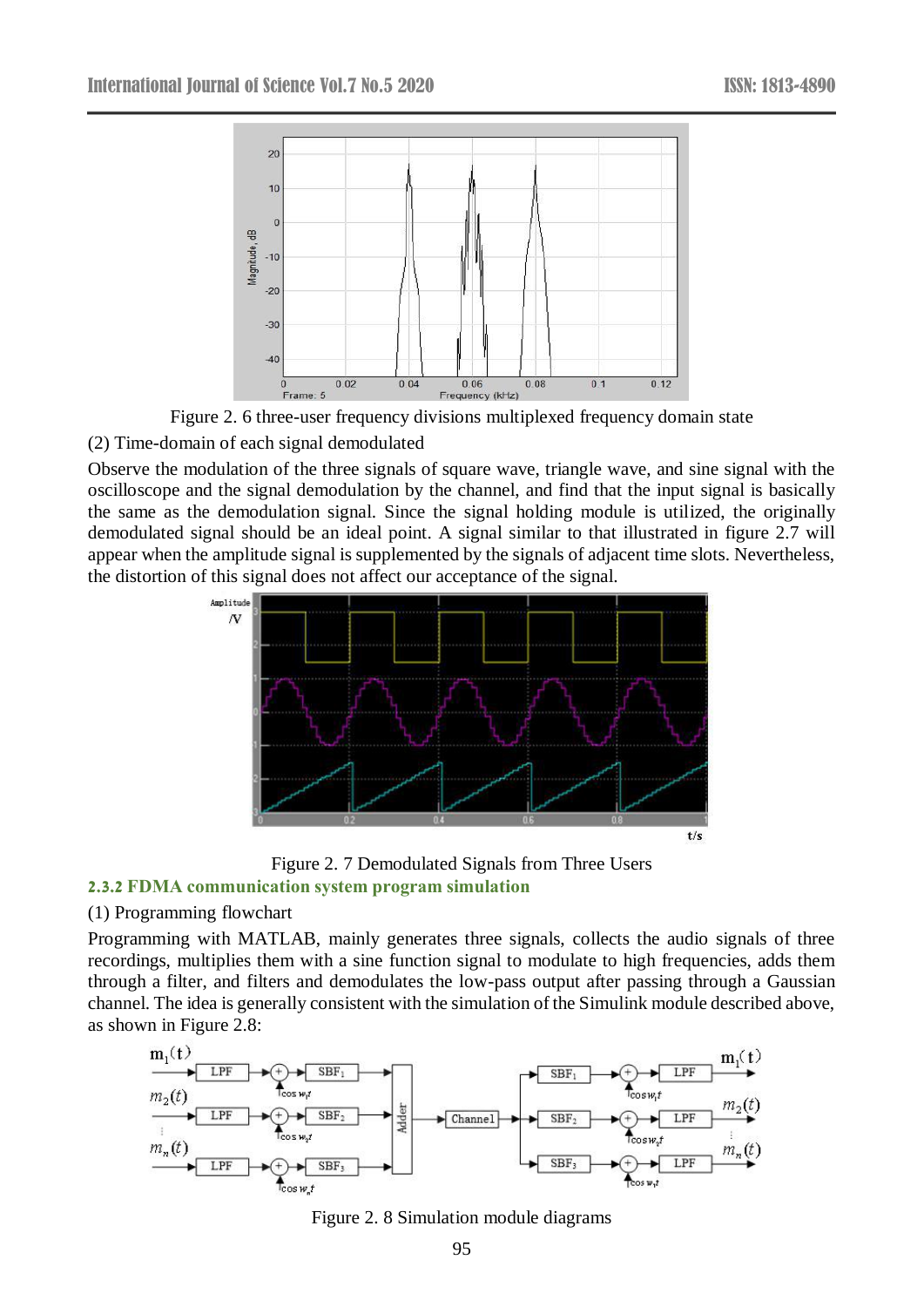Figure 2. 6 three-user frequency divisions multiplexed frequency domain state

(2) Time-domain of each signal demodulated

Observe the modulation of the three signals of square wave, triangle wave, and sine signal with the oscilloscope and the signal demodulation by the channel, and find that the input signal is basically the same as the demodulation signal. Since the signal holding module is utilized, the originally demodulated signal should be an ideal point. A signal similar to that illustrated in figure 2.7 will appear when the amplitude signal is supplemented by the signals of adjacent time slots. Nevertheless, the distortion of this signal does not affect our acceptance of the signal.

Figure 2. 7 Demodulated Signals from Three Users

### 2.3.2 FDMA communication system program simulation

(1) Programming flowchart

Programming with MATLAB, mainly generates three signals, collects the audio signals of three recordings, multiplies them with a sine function signal to modulate to high frequencies, adds them through a filter, and filters and demodulates the low-pass output after passing through a Gaussian channel. The idea is generally consistent with the simulation of the Simulink module described above, as shown in Figure 2.8:

Figure 2. 8 Simulation module diagrams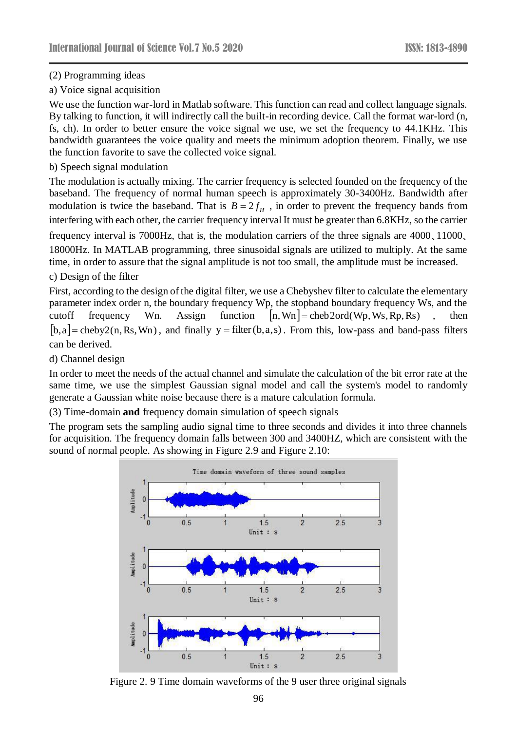(2) Programming ideas

a) Voice signal acquisition

We use the function war-lord in Matlab software. This function can read and collect language signals. By talking to function, it will indirectly call the built-in recording device. Call the format war-lord (n, fs, ch). In order to better ensure the voice signal we use, we set the frequency to 44.1KHz. This bandwidth guarantees the voice quality and meets the minimum adoption theorem. Finally, we use the function favorite to save the collected voice signal.

b) Speech signal modulation

The modulation is actually mixing. The carrier frequency is selected founded on the frequency of the baseband. The frequency of normal human speech is approximately 30-3400Hz. Bandwidth after modulation is twice the baseband. That is $B = 2f_H$, in order to prevent the frequency bands from interfering with each other, the carrier frequency interval It must be greater than 6.8KHz, so the carrier frequency interval is 7000Hz, that is, the modulation carriers of the three signals are 4000、11000、18000Hz. In MATLAB programming, three sinusoidal signals are utilized to multiply. At the same time, in order to assure that the signal amplitude is not too small, the amplitude must be increased.

c) Design of the filter

First, according to the design of the digital filter, we use a Chebyshev filter to calculate the elementary parameter index order n, the boundary frequency Wp, the stopband boundary frequency Ws, and the cutoff frequency Wn. Assign function $[\mathrm{n}, \mathrm{Wn}] = \mathrm{cheb2ord}(\mathrm{Wp}, \mathrm{Ws}, \mathrm{Rp}, \mathrm{Rs})$ , then $[\mathrm{b}, \mathrm{a}] = \mathrm{cheby2}(\mathrm{n}, \mathrm{Rs}, \mathrm{Wn})$, and finally $\mathrm{y} = \mathrm{filter}(\mathrm{b}, \mathrm{a}, \mathrm{s})$. From this, low-pass and band-pass filters can be derived.

d) Channel design

In order to meet the needs of the actual channel and simulate the calculation of the bit error rate at the same time, we use the simplest Gaussian signal model and call the system's model to randomly generate a Gaussian white noise because there is a mature calculation formula.

(3) Time-domain **and** frequency domain simulation of speech signals

The program sets the sampling audio signal time to three seconds and divides it into three channels for acquisition. The frequency domain falls between 300 and 3400HZ, which are consistent with the sound of normal people. As showing in Figure 2.9 and Figure 2.10:

Figure 2. 9 Time domain waveforms of the 9 user three original signals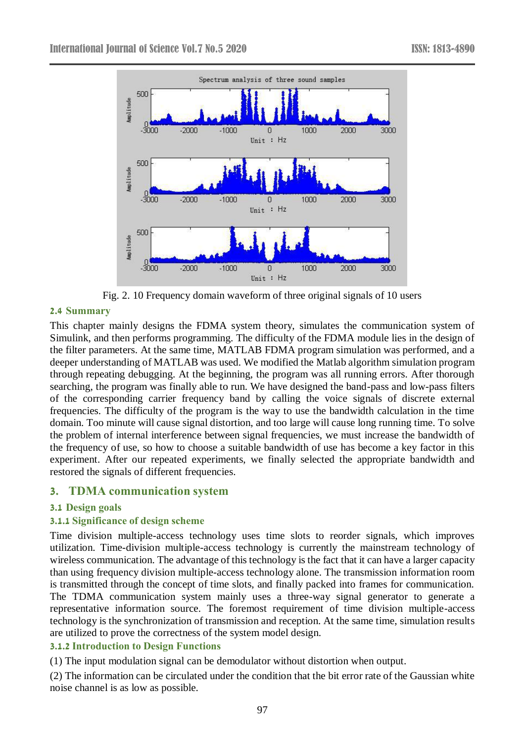Fig. 2. 10 Frequency domain waveform of three original signals of 10 users

### 2.4 Summary

This chapter mainly designs the FDMA system theory, simulates the communication system of Simulink, and then performs programming. The difficulty of the FDMA module lies in the design of the filter parameters. At the same time, MATLAB FDMA program simulation was performed, and a deeper understanding of MATLAB was used. We modified the Matlab algorithm simulation program through repeating debugging. At the beginning, the program was all running errors. After thorough searching, the program was finally able to run. We have designed the band-pass and low-pass filters of the corresponding carrier frequency band by calling the voice signals of discrete external frequencies. The difficulty of the program is the way to use the bandwidth calculation in the time domain. Too minute will cause signal distortion, and too large will cause long running time. To solve the problem of internal interference between signal frequencies, we must increase the bandwidth of the frequency of use, so how to choose a suitable bandwidth of use has become a key factor in this experiment. After our repeated experiments, we finally selected the appropriate bandwidth and restored the signals of different frequencies.

## 3. TDMA communication system

### 3.1 Design goals

#### 3.1.1 Significance of design scheme

Time division multiple-access technology uses time slots to reorder signals, which improves utilization. Time-division multiple-access technology is currently the mainstream technology of wireless communication. The advantage of this technology is the fact that it can have a larger capacity than using frequency division multiple-access technology alone. The transmission information room is transmitted through the concept of time slots, and finally packed into frames for communication. The TDMA communication system mainly uses a three-way signal generator to generate a representative information source. The foremost requirement of time division multiple-access technology is the synchronization of transmission and reception. At the same time, simulation results are utilized to prove the correctness of the system model design.

#### 3.1.2 Introduction to Design Functions

(1) The input modulation signal can be demodulator without distortion when output.

(2) The information can be circulated under the condition that the bit error rate of the Gaussian white noise channel is as low as possible.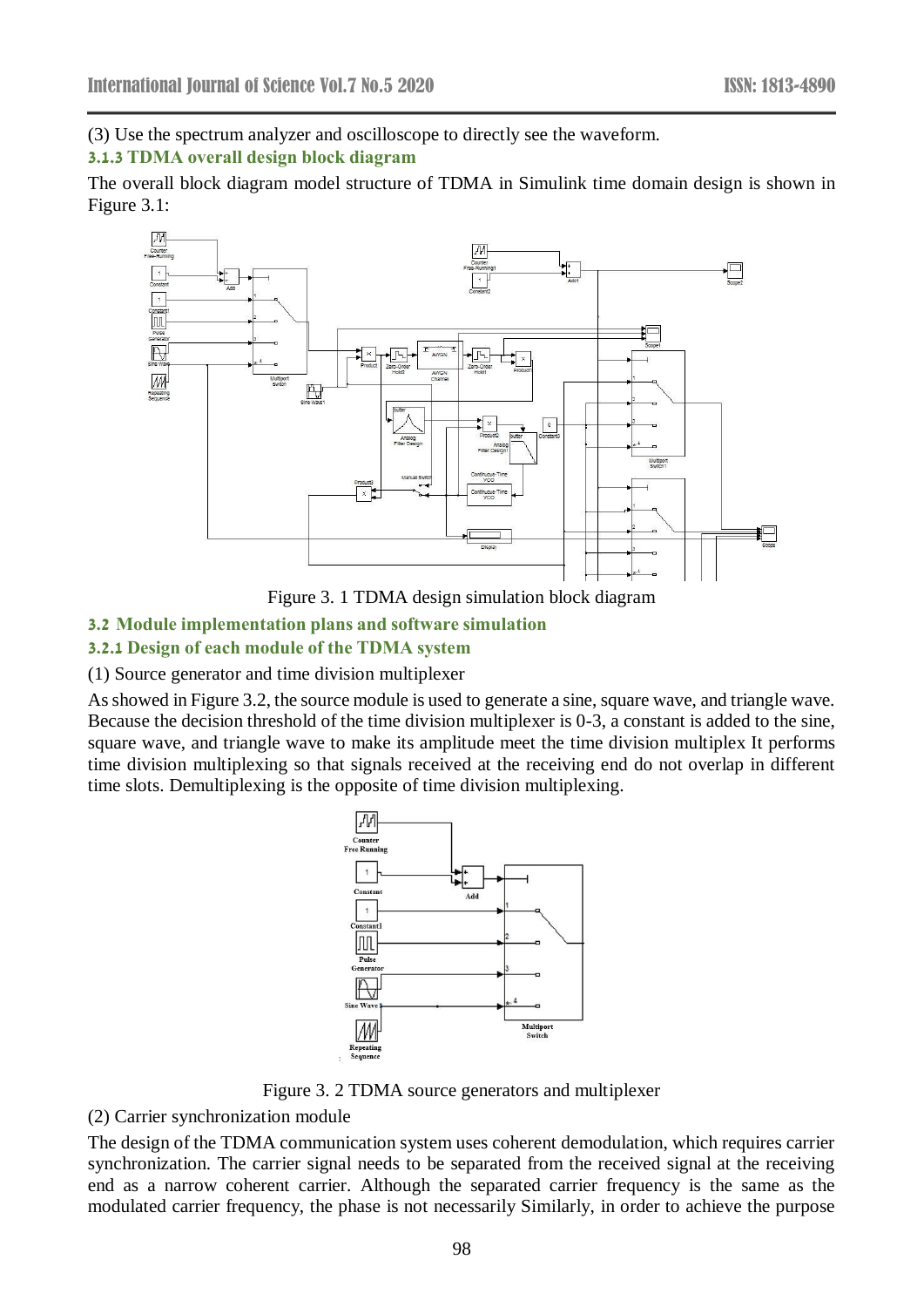(3) Use the spectrum analyzer and oscilloscope to directly see the waveform.

### 3.1.3 TDMA overall design block diagram

The overall block diagram model structure of TDMA in Simulink time domain design is shown in Figure 3.1:

Figure 3. 1 TDMA design simulation block diagram

## 3.2 Module implementation plans and software simulation

### 3.2.1 Design of each module of the TDMA system

(1) Source generator and time division multiplexer

As showed in Figure 3.2, the source module is used to generate a sine, square wave, and triangle wave. Because the decision threshold of the time division multiplexer is 0-3, a constant is added to the sine, square wave, and triangle wave to make its amplitude meet the time division multiplex It performs time division multiplexing so that signals received at the receiving end do not overlap in different time slots. Demultiplexing is the opposite of time division multiplexing.

Figure 3. 2 TDMA source generators and multiplexer

(2) Carrier synchronization module

The design of the TDMA communication system uses coherent demodulation, which requires carrier synchronization. The carrier signal needs to be separated from the received signal at the receiving end as a narrow coherent carrier. Although the separated carrier frequency is the same as the modulated carrier frequency, the phase is not necessarily Similarly, in order to achieve the purpose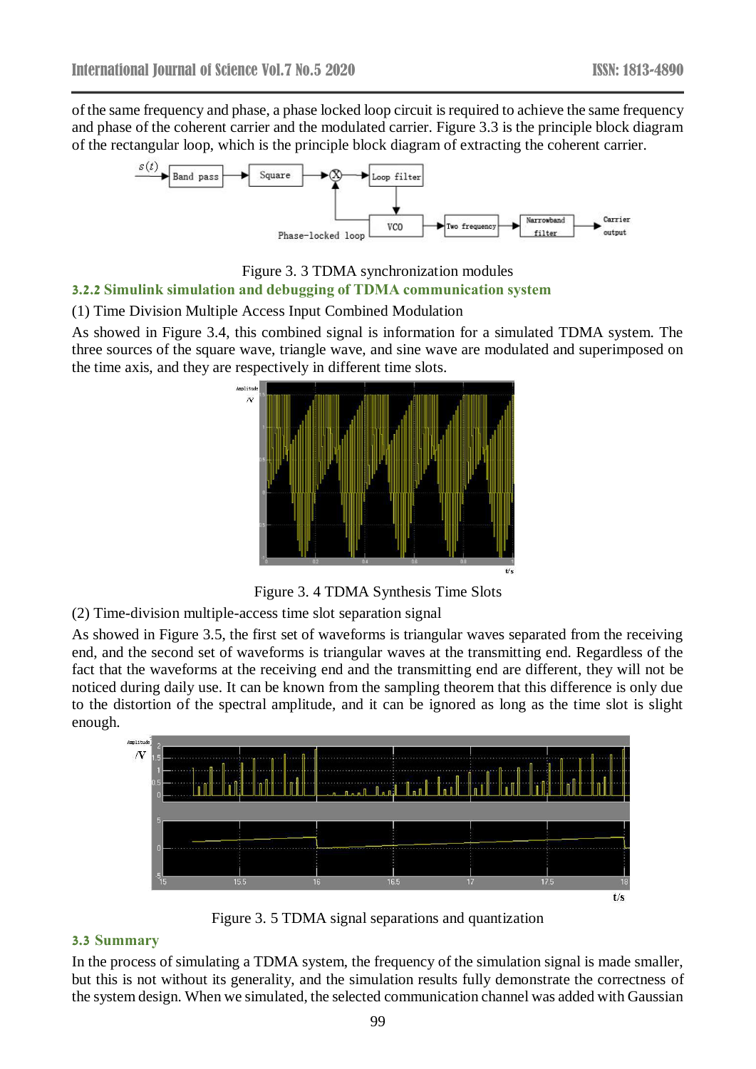of the same frequency and phase, a phase locked loop circuit is required to achieve the same frequency and phase of the coherent carrier and the modulated carrier. Figure 3.3 is the principle block diagram of the rectangular loop, which is the principle block diagram of extracting the coherent carrier.

Figure 3. 3 TDMA synchronization modules

### 3.2.2 Simulink simulation and debugging of TDMA communication system

(1) Time Division Multiple Access Input Combined Modulation

As showed in Figure 3.4, this combined signal is information for a simulated TDMA system. The three sources of the square wave, triangle wave, and sine wave are modulated and superimposed on the time axis, and they are respectively in different time slots.

Figure 3. 4 TDMA Synthesis Time Slots

(2) Time-division multiple-access time slot separation signal

As showed in Figure 3.5, the first set of waveforms is triangular waves separated from the receiving end, and the second set of waveforms is triangular waves at the transmitting end. Regardless of the fact that the waveforms at the receiving end and the transmitting end are different, they will not be noticed during daily use. It can be known from the sampling theorem that this difference is only due to the distortion of the spectral amplitude, and it can be ignored as long as the time slot is slight enough.

Figure 3. 5 TDMA signal separations and quantization

## 3.3 Summary

In the process of simulating a TDMA system, the frequency of the simulation signal is made smaller, but this is not without its generality, and the simulation results fully demonstrate the correctness of the system design. When we simulated, the selected communication channel was added with Gaussian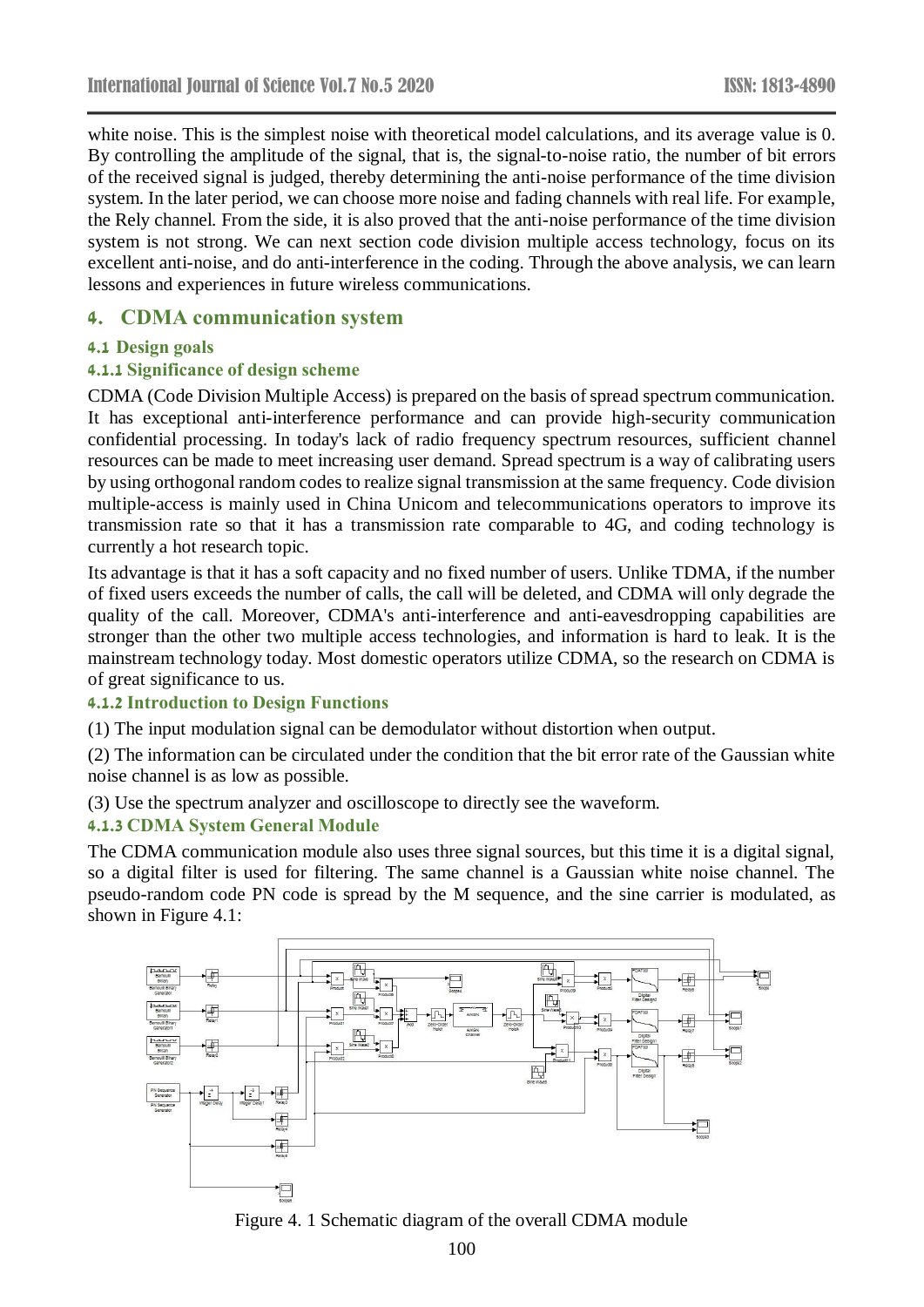white noise. This is the simplest noise with theoretical model calculations, and its average value is 0. By controlling the amplitude of the signal, that is, the signal-to-noise ratio, the number of bit errors of the received signal is judged, thereby determining the anti-noise performance of the time division system. In the later period, we can choose more noise and fading channels with real life. For example, the Rely channel. From the side, it is also proved that the anti-noise performance of the time division system is not strong. We can next section code division multiple access technology, focus on its excellent anti-noise, and do anti-interference in the coding. Through the above analysis, we can learn lessons and experiences in future wireless communications.

# 4. CDMA communication system

## 4.1 Design goals

### 4.1.1 Significance of design scheme

CDMA (Code Division Multiple Access) is prepared on the basis of spread spectrum communication. It has exceptional anti-interference performance and can provide high-security communication confidential processing. In today's lack of radio frequency spectrum resources, sufficient channel resources can be made to meet increasing user demand. Spread spectrum is a way of calibrating users by using orthogonal random codes to realize signal transmission at the same frequency. Code division multiple-access is mainly used in China Unicom and telecommunications operators to improve its transmission rate so that it has a transmission rate comparable to 4G, and coding technology is currently a hot research topic.

Its advantage is that it has a soft capacity and no fixed number of users. Unlike TDMA, if the number of fixed users exceeds the number of calls, the call will be deleted, and CDMA will only degrade the quality of the call. Moreover, CDMA's anti-interference and anti-eavesdropping capabilities are stronger than the other two multiple access technologies, and information is hard to leak. It is the mainstream technology today. Most domestic operators utilize CDMA, so the research on CDMA is of great significance to us.

### 4.1.2 Introduction to Design Functions

(1) The input modulation signal can be demodulator without distortion when output.

(2) The information can be circulated under the condition that the bit error rate of the Gaussian white noise channel is as low as possible.

(3) Use the spectrum analyzer and oscilloscope to directly see the waveform.

### 4.1.3 CDMA System General Module

The CDMA communication module also uses three signal sources, but this time it is a digital signal, so a digital filter is used for filtering. The same channel is a Gaussian white noise channel. The pseudo-random code PN code is spread by the M sequence, and the sine carrier is modulated, as shown in Figure 4.1:

Figure 4. 1 Schematic diagram of the overall CDMA module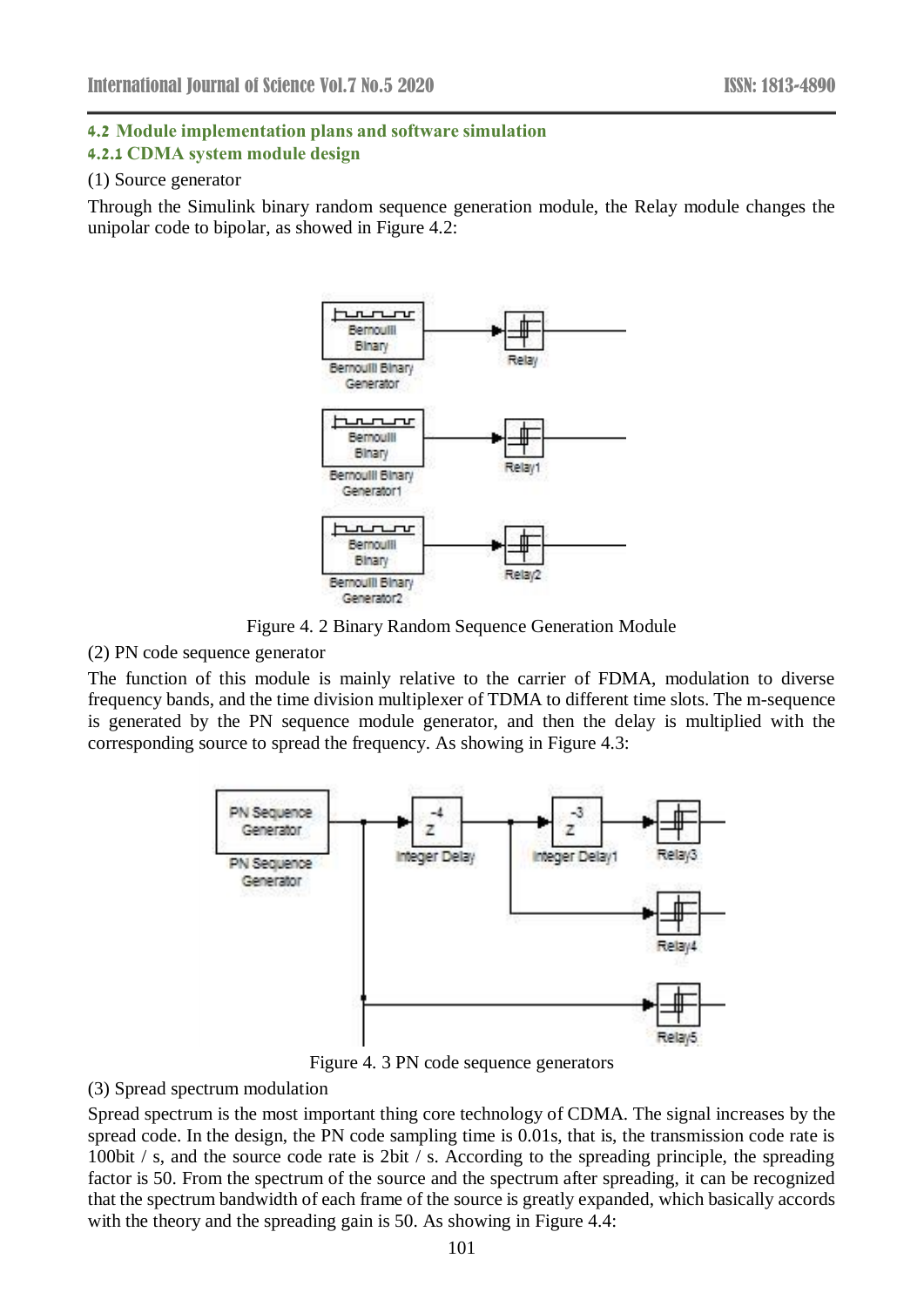### 4.2 Module implementation plans and software simulation

#### 4.2.1 CDMA system module design

(1) Source generator

Through the Simulink binary random sequence generation module, the Relay module changes the unipolar code to bipolar, as showed in Figure 4.2:

Figure 4. 2 Binary Random Sequence Generation Module

(2) PN code sequence generator

The function of this module is mainly relative to the carrier of FDMA, modulation to diverse frequency bands, and the time division multiplexer of TDMA to different time slots. The m-sequence is generated by the PN sequence module generator, and then the delay is multiplied with the corresponding source to spread the frequency. As showing in Figure 4.3:

Figure 4. 3 PN code sequence generators

(3) Spread spectrum modulation

Spread spectrum is the most important thing core technology of CDMA. The signal increases by the spread code. In the design, the PN code sampling time is 0.01s, that is, the transmission code rate is 100bit / s, and the source code rate is 2bit / s. According to the spreading principle, the spreading factor is 50. From the spectrum of the source and the spectrum after spreading, it can be recognized that the spectrum bandwidth of each frame of the source is greatly expanded, which basically accords with the theory and the spreading gain is 50. As showing in Figure 4.4: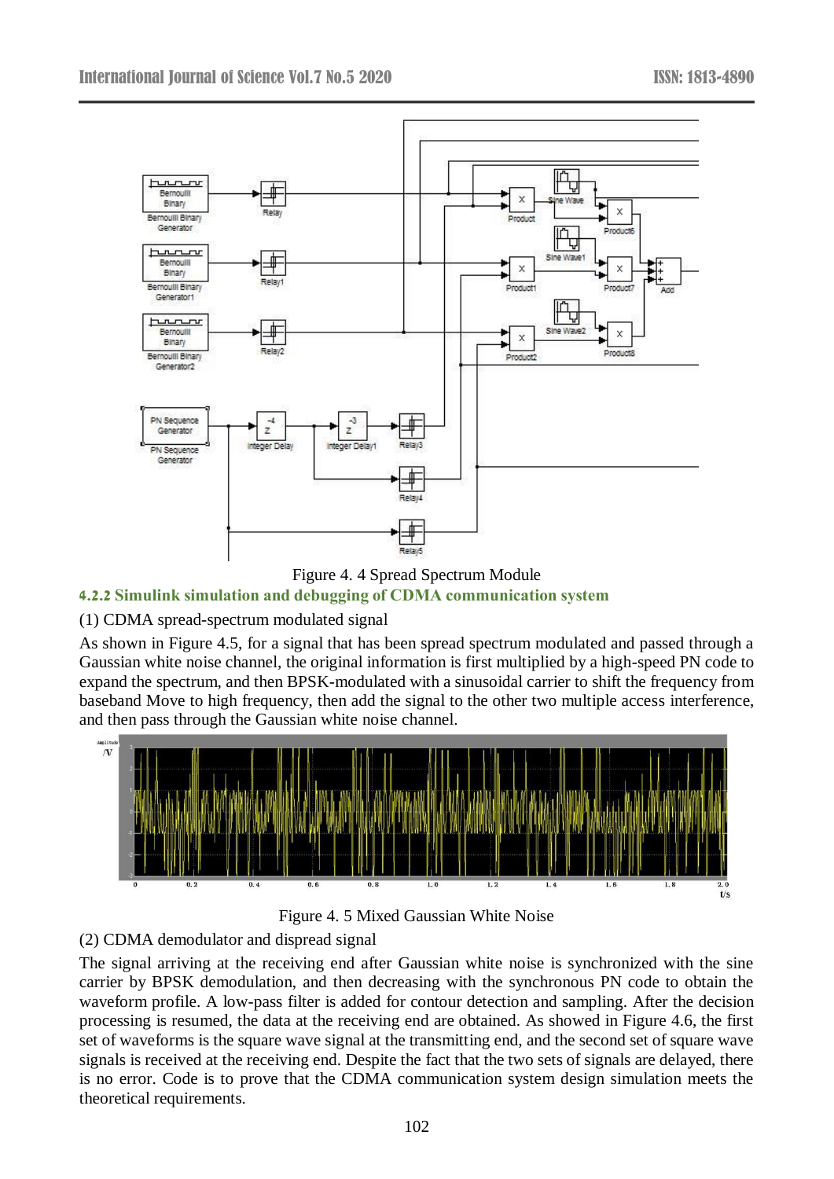Figure 4. 4 Spread Spectrum Module

### 4.2.2 Simulink simulation and debugging of CDMA communication system

(1) CDMA spread-spectrum modulated signal

As shown in Figure 4.5, for a signal that has been spread spectrum modulated and passed through a Gaussian white noise channel, the original information is first multiplied by a high-speed PN code to expand the spectrum, and then BPSK-modulated with a sinusoidal carrier to shift the frequency from baseband Move to high frequency, then add the signal to the other two multiple access interference, and then pass through the Gaussian white noise channel.

Figure 4. 5 Mixed Gaussian White Noise

(2) CDMA demodulator and dispread signal

The signal arriving at the receiving end after Gaussian white noise is synchronized with the sine carrier by BPSK demodulation, and then decreasing with the synchronous PN code to obtain the waveform profile. A low-pass filter is added for contour detection and sampling. After the decision processing is resumed, the data at the receiving end are obtained. As showed in Figure 4.6, the first set of waveforms is the square wave signal at the transmitting end, and the second set of square wave signals is received at the receiving end. Despite the fact that the two sets of signals are delayed, there is no error. Code is to prove that the CDMA communication system design simulation meets the theoretical requirements.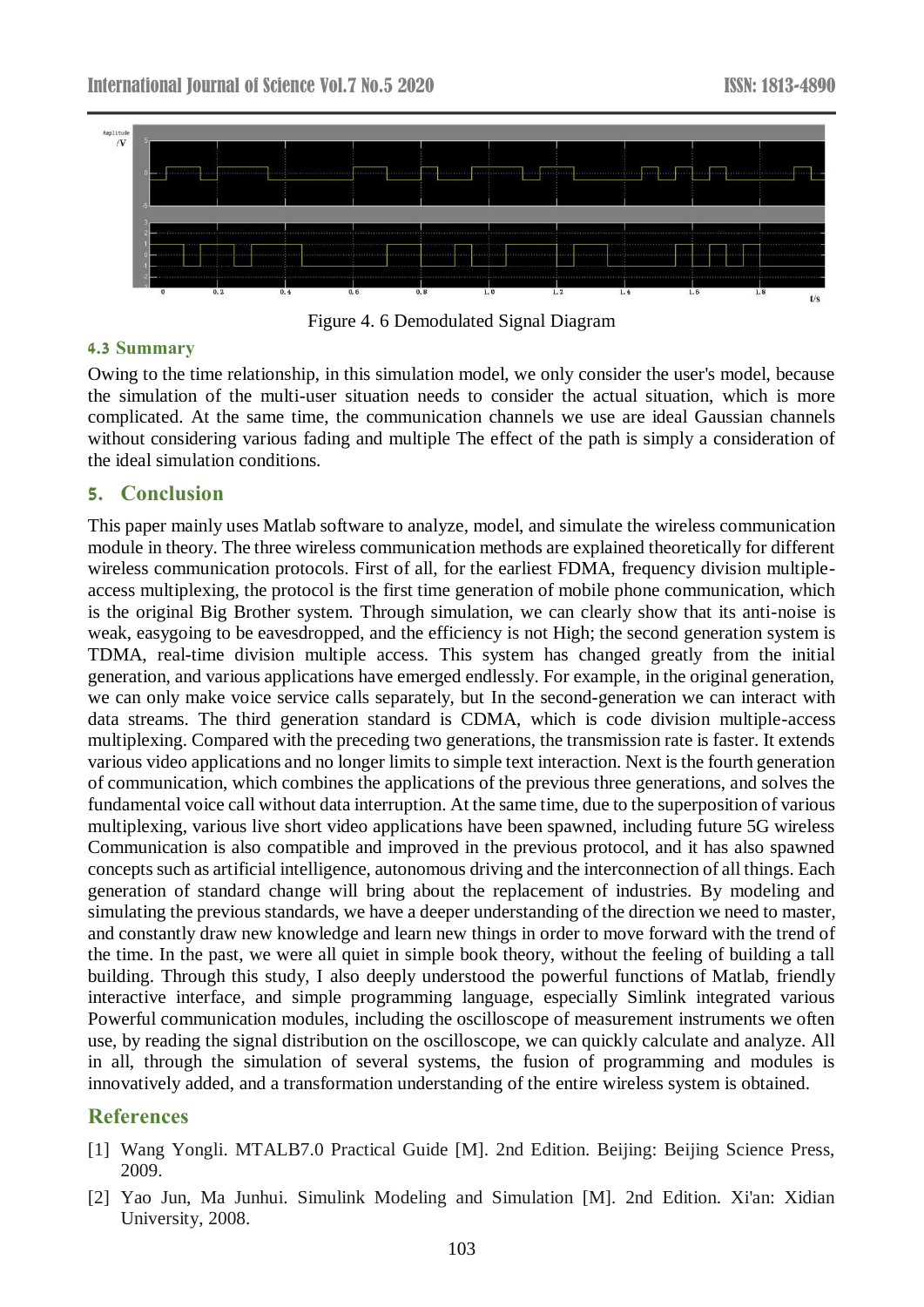Figure 4. 6 Demodulated Signal Diagram

### 4.3 Summary

Owing to the time relationship, in this simulation model, we only consider the user's model, because the simulation of the multi-user situation needs to consider the actual situation, which is more complicated. At the same time, the communication channels we use are ideal Gaussian channels without considering various fading and multiple The effect of the path is simply a consideration of the ideal simulation conditions.

## 5. Conclusion

This paper mainly uses Matlab software to analyze, model, and simulate the wireless communication module in theory. The three wireless communication methods are explained theoretically for different wireless communication protocols. First of all, for the earliest FDMA, frequency division multiple-access multiplexing, the protocol is the first time generation of mobile phone communication, which is the original Big Brother system. Through simulation, we can clearly show that its anti-noise is weak, easygoing to be eavesdropped, and the efficiency is not High; the second generation system is TDMA, real-time division multiple access. This system has changed greatly from the initial generation, and various applications have emerged endlessly. For example, in the original generation, we can only make voice service calls separately, but In the second-generation we can interact with data streams. The third generation standard is CDMA, which is code division multiple-access multiplexing. Compared with the preceding two generations, the transmission rate is faster. It extends various video applications and no longer limits to simple text interaction. Next is the fourth generation of communication, which combines the applications of the previous three generations, and solves the fundamental voice call without data interruption. At the same time, due to the superposition of various multiplexing, various live short video applications have been spawned, including future 5G wireless Communication is also compatible and improved in the previous protocol, and it has also spawned concepts such as artificial intelligence, autonomous driving and the interconnection of all things. Each generation of standard change will bring about the replacement of industries. By modeling and simulating the previous standards, we have a deeper understanding of the direction we need to master, and constantly draw new knowledge and learn new things in order to move forward with the trend of the time. In the past, we were all quiet in simple book theory, without the feeling of building a tall building. Through this study, I also deeply understood the powerful functions of Matlab, friendly interactive interface, and simple programming language, especially Simlink integrated various Powerful communication modules, including the oscilloscope of measurement instruments we often use, by reading the signal distribution on the oscilloscope, we can quickly calculate and analyze. All in all, through the simulation of several systems, the fusion of programming and modules is innovatively added, and a transformation understanding of the entire wireless system is obtained.

## References

[1] Wang Yongli. MTALB7.0 Practical Guide [M]. 2nd Edition. Beijing: Beijing Science Press, 2009.

[2] Yao Jun, Ma Junhui. Simulink Modeling and Simulation [M]. 2nd Edition. Xi'an: Xidian University, 2008.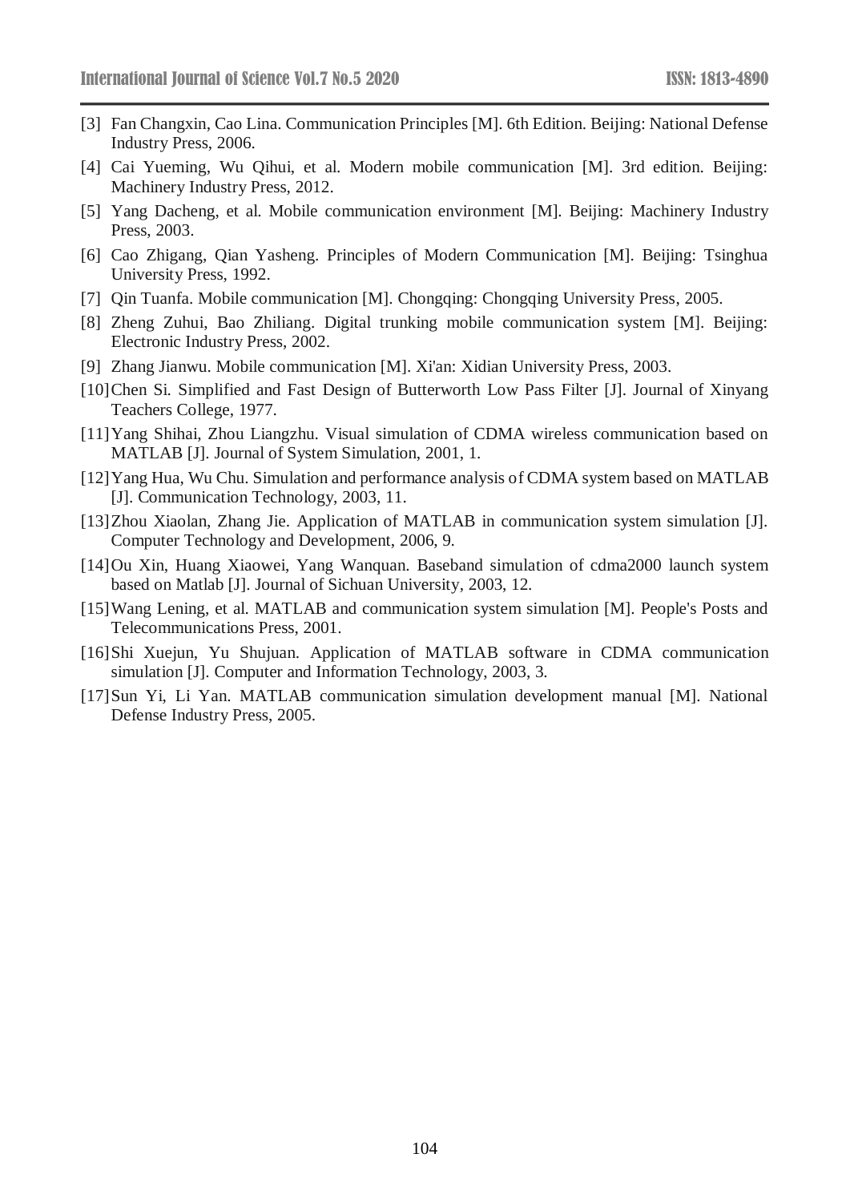[3] Fan Changxin, Cao Lina. Communication Principles [M]. 6th Edition. Beijing: National Defense Industry Press, 2006.

[4] Cai Yueming, Wu Qihui, et al. Modern mobile communication [M]. 3rd edition. Beijing: Machinery Industry Press, 2012.

[5] Yang Dacheng, et al. Mobile communication environment [M]. Beijing: Machinery Industry Press, 2003.

[6] Cao Zhigang, Qian Yasheng. Principles of Modern Communication [M]. Beijing: Tsinghua University Press, 1992.

[7] Qin Tuanfa. Mobile communication [M]. Chongqing: Chongqing University Press, 2005.

[8] Zheng Zuhui, Bao Zhiliang. Digital trunking mobile communication system [M]. Beijing: Electronic Industry Press, 2002.

[9] Zhang Jianwu. Mobile communication [M]. Xi'an: Xidian University Press, 2003.

[10] Chen Si. Simplified and Fast Design of Butterworth Low Pass Filter [J]. Journal of Xinyang Teachers College, 1977.

[11] Yang Shihai, Zhou Liangzhu. Visual simulation of CDMA wireless communication based on MATLAB [J]. Journal of System Simulation, 2001, 1.

[12] Yang Hua, Wu Chu. Simulation and performance analysis of CDMA system based on MATLAB [J]. Communication Technology, 2003, 11.

[13] Zhou Xiaolan, Zhang Jie. Application of MATLAB in communication system simulation [J]. Computer Technology and Development, 2006, 9.

[14] Ou Xin, Huang Xiaowei, Yang Wanquan. Baseband simulation of cdma2000 launch system based on Matlab [J]. Journal of Sichuan University, 2003, 12.

[15] Wang Lening, et al. MATLAB and communication system simulation [M]. People's Posts and Telecommunications Press, 2001.

[16] Shi Xuejun, Yu Shujuan. Application of MATLAB software in CDMA communication simulation [J]. Computer and Information Technology, 2003, 3.

[17] Sun Yi, Li Yan. MATLAB communication simulation development manual [M]. National Defense Industry Press, 2005.